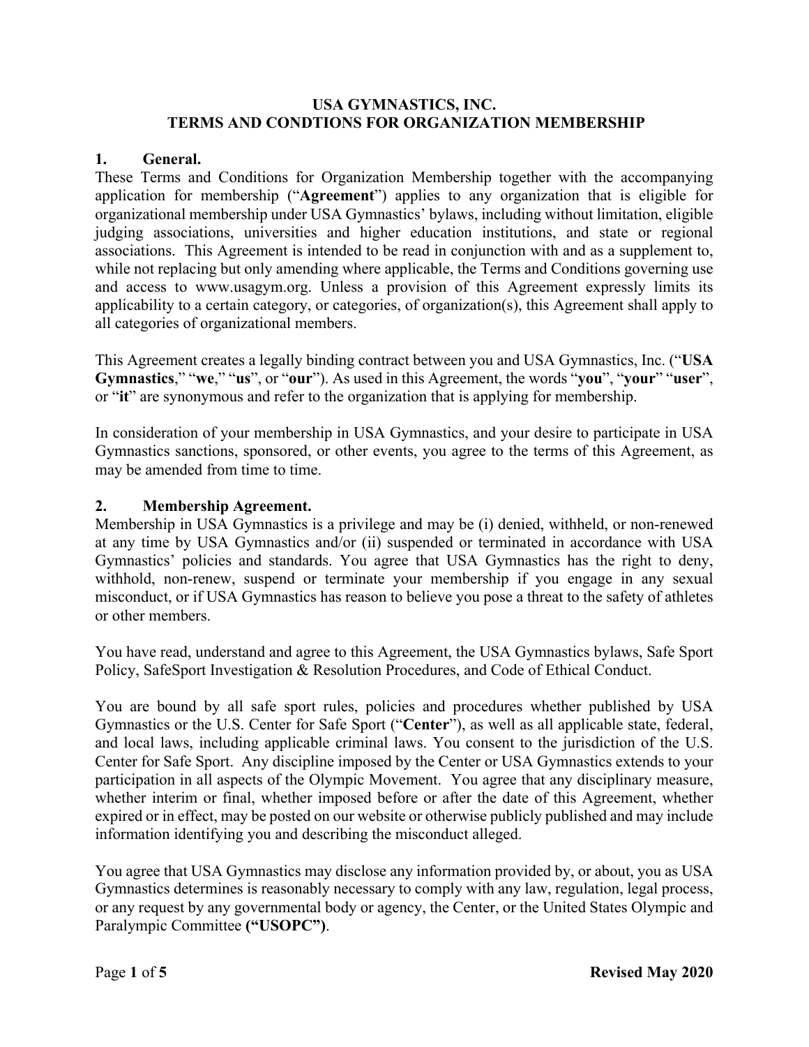# USA GYMNASTICS, INC.
# TERMS AND CONDTIONS FOR ORGANIZATION MEMBERSHIP

## 1. General.

These Terms and Conditions for Organization Membership together with the accompanying application for membership ("**Agreement**") applies to any organization that is eligible for organizational membership under USA Gymnastics' bylaws, including without limitation, eligible judging associations, universities and higher education institutions, and state or regional associations. This Agreement is intended to be read in conjunction with and as a supplement to, while not replacing but only amending where applicable, the Terms and Conditions governing use and access to www.usagym.org. Unless a provision of this Agreement expressly limits its applicability to a certain category, or categories, of organization(s), this Agreement shall apply to all categories of organizational members.

This Agreement creates a legally binding contract between you and USA Gymnastics, Inc. ("**USA Gymnastics**," "**we**," "**us**", or "**our**"). As used in this Agreement, the words "**you**", "**your**" "**user**", or "**it**" are synonymous and refer to the organization that is applying for membership.

In consideration of your membership in USA Gymnastics, and your desire to participate in USA Gymnastics sanctions, sponsored, or other events, you agree to the terms of this Agreement, as may be amended from time to time.

## 2. Membership Agreement.

Membership in USA Gymnastics is a privilege and may be (i) denied, withheld, or non-renewed at any time by USA Gymnastics and/or (ii) suspended or terminated in accordance with USA Gymnastics' policies and standards. You agree that USA Gymnastics has the right to deny, withhold, non-renew, suspend or terminate your membership if you engage in any sexual misconduct, or if USA Gymnastics has reason to believe you pose a threat to the safety of athletes or other members.

You have read, understand and agree to this Agreement, the USA Gymnastics bylaws, Safe Sport Policy, SafeSport Investigation & Resolution Procedures, and Code of Ethical Conduct.

You are bound by all safe sport rules, policies and procedures whether published by USA Gymnastics or the U.S. Center for Safe Sport ("**Center**"), as well as all applicable state, federal, and local laws, including applicable criminal laws. You consent to the jurisdiction of the U.S. Center for Safe Sport. Any discipline imposed by the Center or USA Gymnastics extends to your participation in all aspects of the Olympic Movement. You agree that any disciplinary measure, whether interim or final, whether imposed before or after the date of this Agreement, whether expired or in effect, may be posted on our website or otherwise publicly published and may include information identifying you and describing the misconduct alleged.

You agree that USA Gymnastics may disclose any information provided by, or about, you as USA Gymnastics determines is reasonably necessary to comply with any law, regulation, legal process, or any request by any governmental body or agency, the Center, or the United States Olympic and Paralympic Committee **("USOPC")**.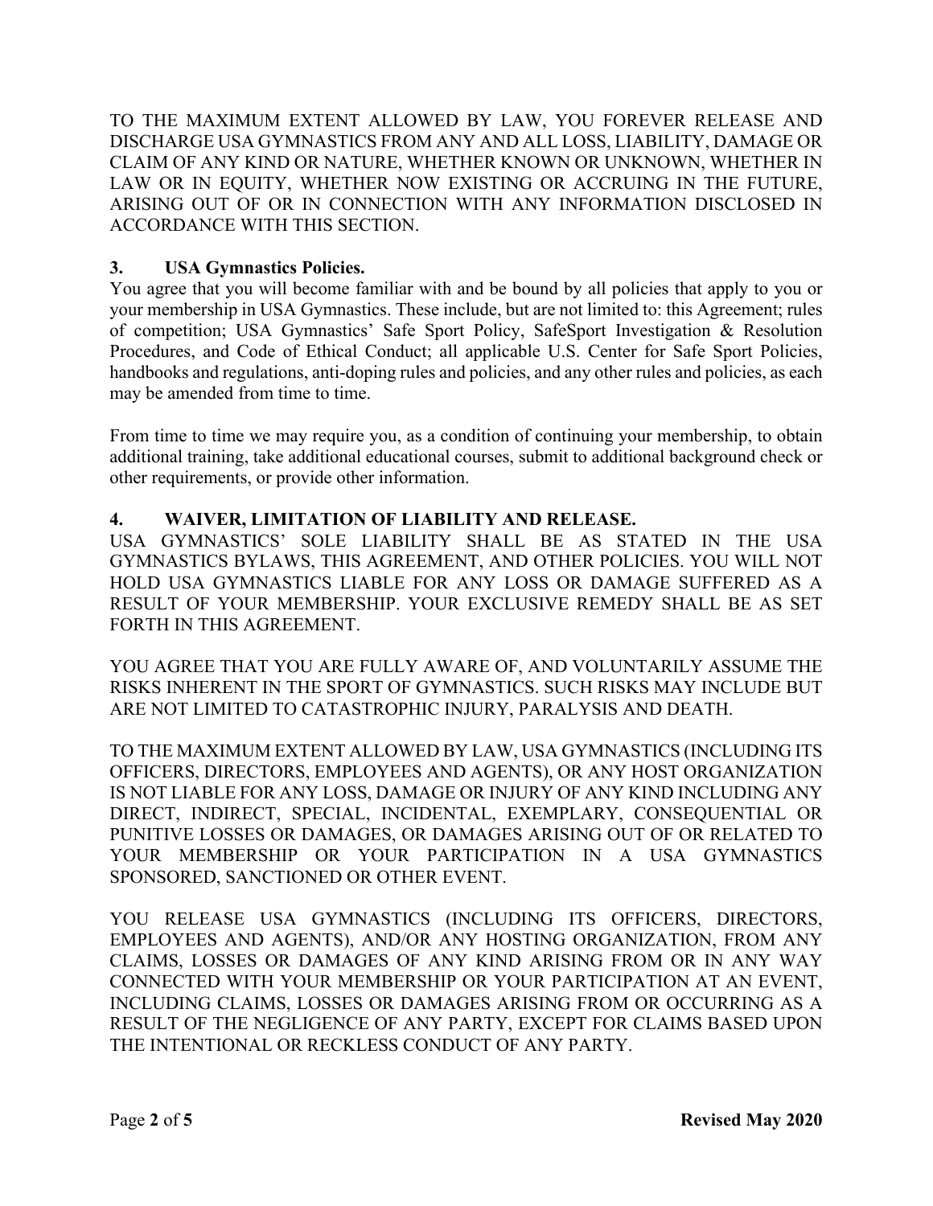TO THE MAXIMUM EXTENT ALLOWED BY LAW, YOU FOREVER RELEASE AND DISCHARGE USA GYMNASTICS FROM ANY AND ALL LOSS, LIABILITY, DAMAGE OR CLAIM OF ANY KIND OR NATURE, WHETHER KNOWN OR UNKNOWN, WHETHER IN LAW OR IN EQUITY, WHETHER NOW EXISTING OR ACCRUING IN THE FUTURE, ARISING OUT OF OR IN CONNECTION WITH ANY INFORMATION DISCLOSED IN ACCORDANCE WITH THIS SECTION.

**3. USA Gymnastics Policies.**

You agree that you will become familiar with and be bound by all policies that apply to you or your membership in USA Gymnastics. These include, but are not limited to: this Agreement; rules of competition; USA Gymnastics' Safe Sport Policy, SafeSport Investigation & Resolution Procedures, and Code of Ethical Conduct; all applicable U.S. Center for Safe Sport Policies, handbooks and regulations, anti-doping rules and policies, and any other rules and policies, as each may be amended from time to time.

From time to time we may require you, as a condition of continuing your membership, to obtain additional training, take additional educational courses, submit to additional background check or other requirements, or provide other information.

**4. WAIVER, LIMITATION OF LIABILITY AND RELEASE.**

USA GYMNASTICS' SOLE LIABILITY SHALL BE AS STATED IN THE USA GYMNASTICS BYLAWS, THIS AGREEMENT, AND OTHER POLICIES. YOU WILL NOT HOLD USA GYMNASTICS LIABLE FOR ANY LOSS OR DAMAGE SUFFERED AS A RESULT OF YOUR MEMBERSHIP. YOUR EXCLUSIVE REMEDY SHALL BE AS SET FORTH IN THIS AGREEMENT.

YOU AGREE THAT YOU ARE FULLY AWARE OF, AND VOLUNTARILY ASSUME THE RISKS INHERENT IN THE SPORT OF GYMNASTICS. SUCH RISKS MAY INCLUDE BUT ARE NOT LIMITED TO CATASTROPHIC INJURY, PARALYSIS AND DEATH.

TO THE MAXIMUM EXTENT ALLOWED BY LAW, USA GYMNASTICS (INCLUDING ITS OFFICERS, DIRECTORS, EMPLOYEES AND AGENTS), OR ANY HOST ORGANIZATION IS NOT LIABLE FOR ANY LOSS, DAMAGE OR INJURY OF ANY KIND INCLUDING ANY DIRECT, INDIRECT, SPECIAL, INCIDENTAL, EXEMPLARY, CONSEQUENTIAL OR PUNITIVE LOSSES OR DAMAGES, OR DAMAGES ARISING OUT OF OR RELATED TO YOUR MEMBERSHIP OR YOUR PARTICIPATION IN A USA GYMNASTICS SPONSORED, SANCTIONED OR OTHER EVENT.

YOU RELEASE USA GYMNASTICS (INCLUDING ITS OFFICERS, DIRECTORS, EMPLOYEES AND AGENTS), AND/OR ANY HOSTING ORGANIZATION, FROM ANY CLAIMS, LOSSES OR DAMAGES OF ANY KIND ARISING FROM OR IN ANY WAY CONNECTED WITH YOUR MEMBERSHIP OR YOUR PARTICIPATION AT AN EVENT, INCLUDING CLAIMS, LOSSES OR DAMAGES ARISING FROM OR OCCURRING AS A RESULT OF THE NEGLIGENCE OF ANY PARTY, EXCEPT FOR CLAIMS BASED UPON THE INTENTIONAL OR RECKLESS CONDUCT OF ANY PARTY.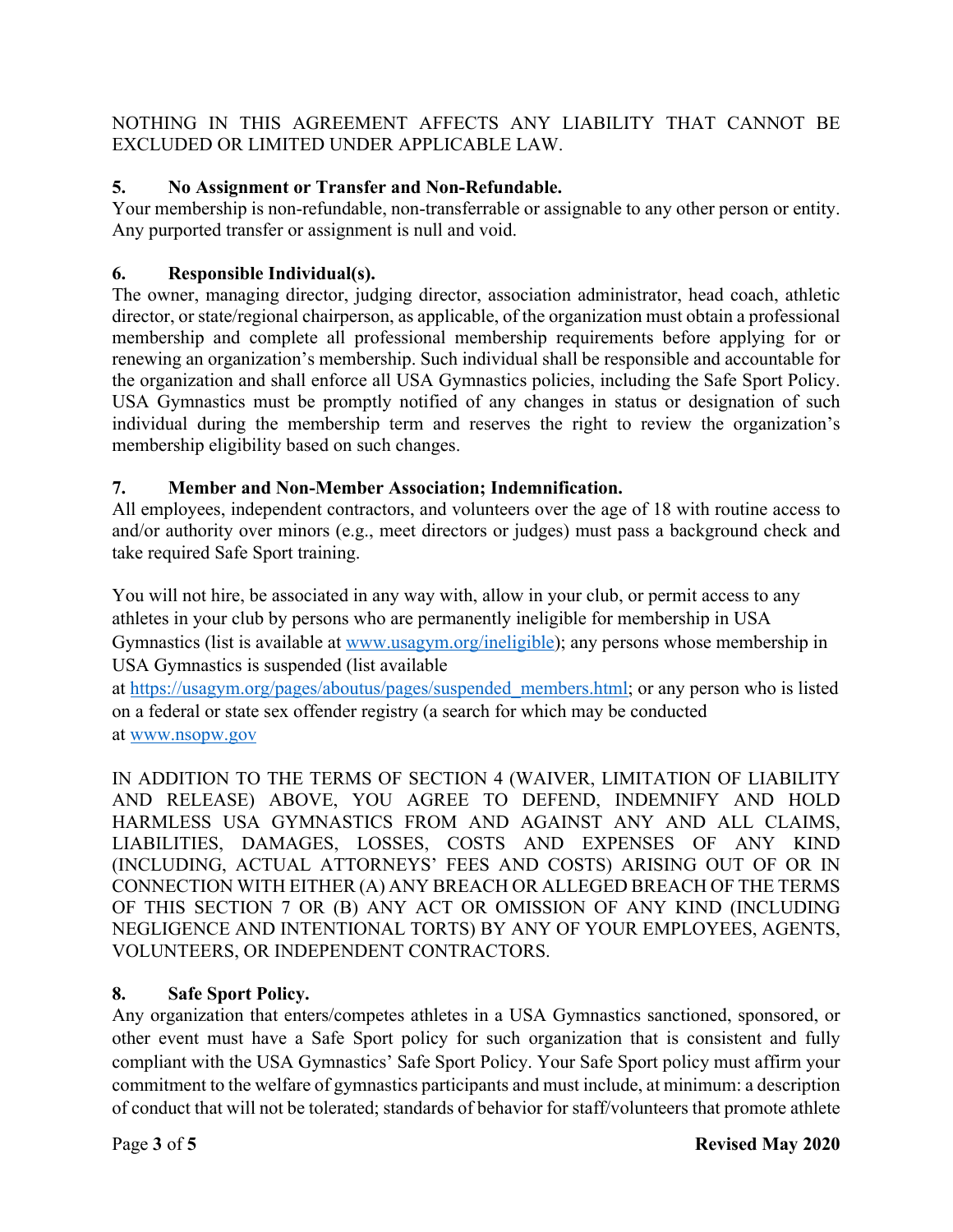NOTHING IN THIS AGREEMENT AFFECTS ANY LIABILITY THAT CANNOT BE EXCLUDED OR LIMITED UNDER APPLICABLE LAW.

**5. No Assignment or Transfer and Non-Refundable.**
Your membership is non-refundable, non-transferrable or assignable to any other person or entity. Any purported transfer or assignment is null and void.

**6. Responsible Individual(s).**
The owner, managing director, judging director, association administrator, head coach, athletic director, or state/regional chairperson, as applicable, of the organization must obtain a professional membership and complete all professional membership requirements before applying for or renewing an organization's membership. Such individual shall be responsible and accountable for the organization and shall enforce all USA Gymnastics policies, including the Safe Sport Policy. USA Gymnastics must be promptly notified of any changes in status or designation of such individual during the membership term and reserves the right to review the organization's membership eligibility based on such changes.

**7. Member and Non-Member Association; Indemnification.**
All employees, independent contractors, and volunteers over the age of 18 with routine access to and/or authority over minors (e.g., meet directors or judges) must pass a background check and take required Safe Sport training.

You will not hire, be associated in any way with, allow in your club, or permit access to any athletes in your club by persons who are permanently ineligible for membership in USA Gymnastics (list is available at [www.usagym.org/ineligible](www.usagym.org/ineligible)); any persons whose membership in USA Gymnastics is suspended (list available at [https://usagym.org/pages/aboutus/pages/suspended_members.html](https://usagym.org/pages/aboutus/pages/suspended_members.html); or any person who is listed on a federal or state sex offender registry (a search for which may be conducted at [www.nsopw.gov](www.nsopw.gov)

IN ADDITION TO THE TERMS OF SECTION 4 (WAIVER, LIMITATION OF LIABILITY AND RELEASE) ABOVE, YOU AGREE TO DEFEND, INDEMNIFY AND HOLD HARMLESS USA GYMNASTICS FROM AND AGAINST ANY AND ALL CLAIMS, LIABILITIES, DAMAGES, LOSSES, COSTS AND EXPENSES OF ANY KIND (INCLUDING, ACTUAL ATTORNEYS' FEES AND COSTS) ARISING OUT OF OR IN CONNECTION WITH EITHER (A) ANY BREACH OR ALLEGED BREACH OF THE TERMS OF THIS SECTION 7 OR (B) ANY ACT OR OMISSION OF ANY KIND (INCLUDING NEGLIGENCE AND INTENTIONAL TORTS) BY ANY OF YOUR EMPLOYEES, AGENTS, VOLUNTEERS, OR INDEPENDENT CONTRACTORS.

**8. Safe Sport Policy.**
Any organization that enters/competes athletes in a USA Gymnastics sanctioned, sponsored, or other event must have a Safe Sport policy for such organization that is consistent and fully compliant with the USA Gymnastics' Safe Sport Policy. Your Safe Sport policy must affirm your commitment to the welfare of gymnastics participants and must include, at minimum: a description of conduct that will not be tolerated; standards of behavior for staff/volunteers that promote athlete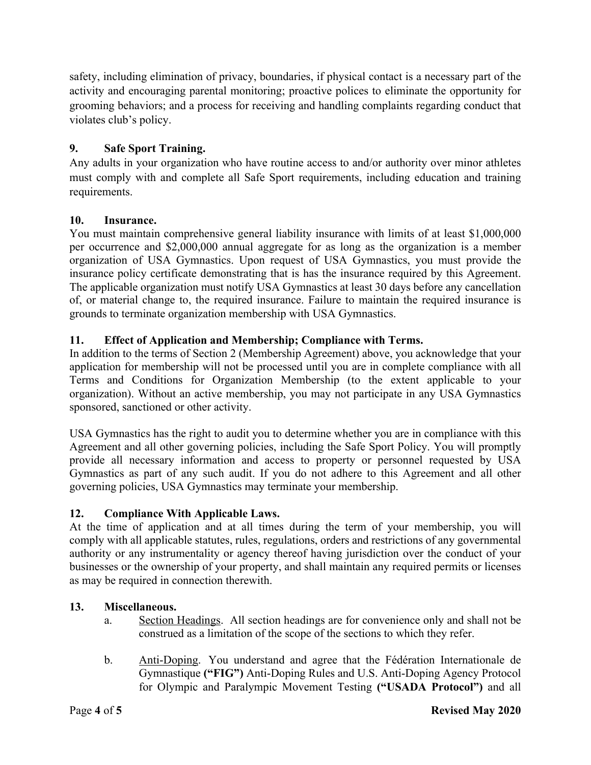safety, including elimination of privacy, boundaries, if physical contact is a necessary part of the activity and encouraging parental monitoring; proactive polices to eliminate the opportunity for grooming behaviors; and a process for receiving and handling complaints regarding conduct that violates club's policy.

**9. Safe Sport Training.**

Any adults in your organization who have routine access to and/or authority over minor athletes must comply with and complete all Safe Sport requirements, including education and training requirements.

**10. Insurance.**

You must maintain comprehensive general liability insurance with limits of at least $1,000,000 per occurrence and $2,000,000 annual aggregate for as long as the organization is a member organization of USA Gymnastics. Upon request of USA Gymnastics, you must provide the insurance policy certificate demonstrating that is has the insurance required by this Agreement. The applicable organization must notify USA Gymnastics at least 30 days before any cancellation of, or material change to, the required insurance. Failure to maintain the required insurance is grounds to terminate organization membership with USA Gymnastics.

**11. Effect of Application and Membership; Compliance with Terms.**

In addition to the terms of Section 2 (Membership Agreement) above, you acknowledge that your application for membership will not be processed until you are in complete compliance with all Terms and Conditions for Organization Membership (to the extent applicable to your organization). Without an active membership, you may not participate in any USA Gymnastics sponsored, sanctioned or other activity.

USA Gymnastics has the right to audit you to determine whether you are in compliance with this Agreement and all other governing policies, including the Safe Sport Policy. You will promptly provide all necessary information and access to property or personnel requested by USA Gymnastics as part of any such audit. If you do not adhere to this Agreement and all other governing policies, USA Gymnastics may terminate your membership.

**12. Compliance With Applicable Laws.**

At the time of application and at all times during the term of your membership, you will comply with all applicable statutes, rules, regulations, orders and restrictions of any governmental authority or any instrumentality or agency thereof having jurisdiction over the conduct of your businesses or the ownership of your property, and shall maintain any required permits or licenses as may be required in connection therewith.

**13. Miscellaneous.**

a. Section Headings. All section headings are for convenience only and shall not be construed as a limitation of the scope of the sections to which they refer.

b. Anti-Doping. You understand and agree that the Fédération Internationale de Gymnastique **("FIG")** Anti-Doping Rules and U.S. Anti-Doping Agency Protocol for Olympic and Paralympic Movement Testing **("USADA Protocol")** and all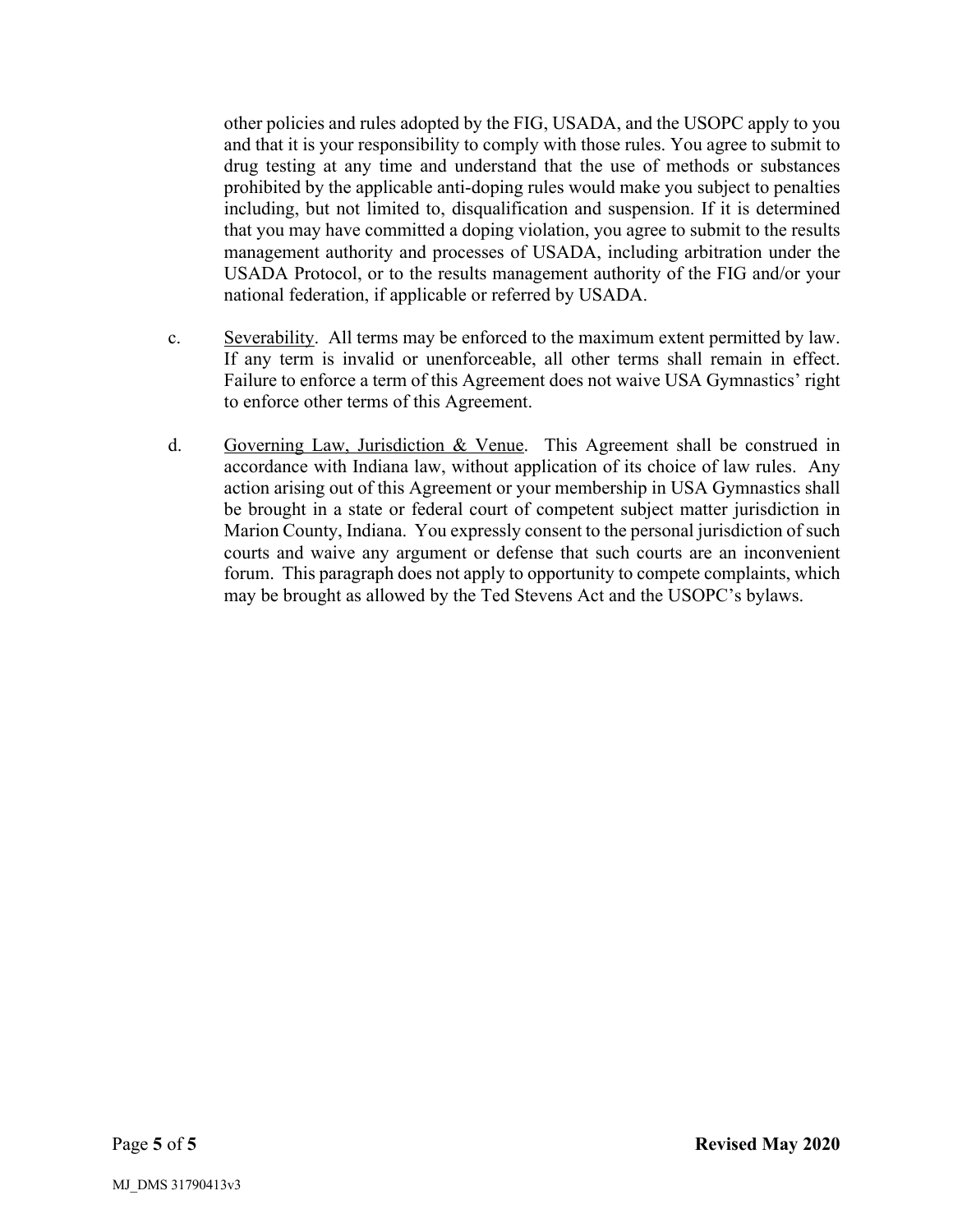other policies and rules adopted by the FIG, USADA, and the USOPC apply to you and that it is your responsibility to comply with those rules. You agree to submit to drug testing at any time and understand that the use of methods or substances prohibited by the applicable anti-doping rules would make you subject to penalties including, but not limited to, disqualification and suspension. If it is determined that you may have committed a doping violation, you agree to submit to the results management authority and processes of USADA, including arbitration under the USADA Protocol, or to the results management authority of the FIG and/or your national federation, if applicable or referred by USADA.

c. Severability. All terms may be enforced to the maximum extent permitted by law. If any term is invalid or unenforceable, all other terms shall remain in effect. Failure to enforce a term of this Agreement does not waive USA Gymnastics' right to enforce other terms of this Agreement.

d. Governing Law, Jurisdiction & Venue. This Agreement shall be construed in accordance with Indiana law, without application of its choice of law rules. Any action arising out of this Agreement or your membership in USA Gymnastics shall be brought in a state or federal court of competent subject matter jurisdiction in Marion County, Indiana. You expressly consent to the personal jurisdiction of such courts and waive any argument or defense that such courts are an inconvenient forum. This paragraph does not apply to opportunity to compete complaints, which may be brought as allowed by the Ted Stevens Act and the USOPC's bylaws.

**Revised May 2020**

MJ_DMS 31790413v3